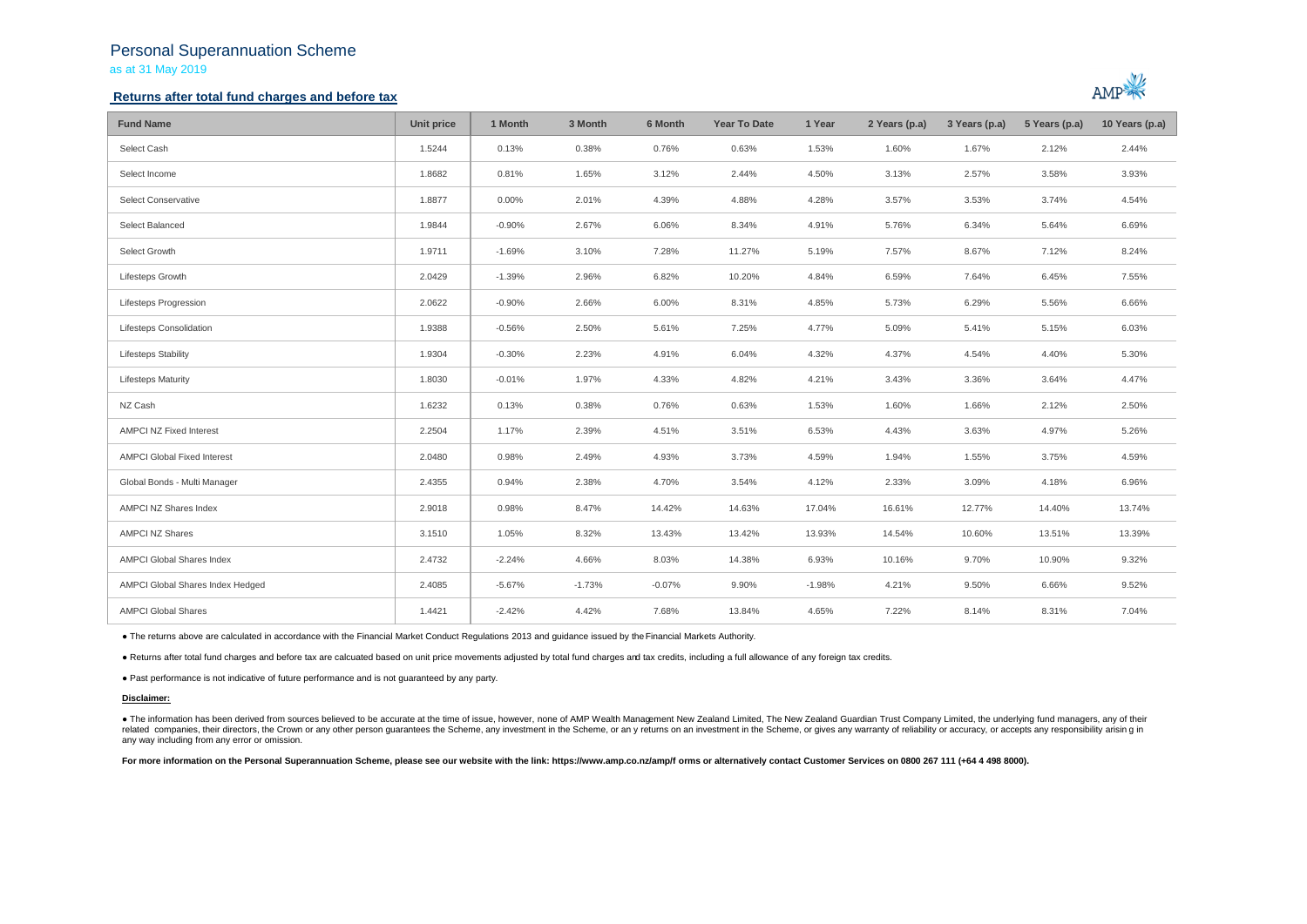# Personal Superannuation Scheme

as at 31 May 2019

## Returns after total fund charges and before tax

| Fund Name | Unit price | 1 Month | 3 Month | 6 Month | Year To Date | 1 Year | 2 Years (p.a) | 3 Years (p.a) | 5 Years (p.a) | 10 Years (p.a) |
|---|---|---|---|---|---|---|---|---|---|---|
| Select Cash | 1.5244 | 0.13% | 0.38% | 0.76% | 0.63% | 1.53% | 1.60% | 1.67% | 2.12% | 2.44% |
| Select Income | 1.8682 | 0.81% | 1.65% | 3.12% | 2.44% | 4.50% | 3.13% | 2.57% | 3.58% | 3.93% |
| Select Conservative | 1.8877 | 0.00% | 2.01% | 4.39% | 4.88% | 4.28% | 3.57% | 3.53% | 3.74% | 4.54% |
| Select Balanced | 1.9844 | -0.90% | 2.67% | 6.06% | 8.34% | 4.91% | 5.76% | 6.34% | 5.64% | 6.69% |
| Select Growth | 1.9711 | -1.69% | 3.10% | 7.28% | 11.27% | 5.19% | 7.57% | 8.67% | 7.12% | 8.24% |
| Lifesteps Growth | 2.0429 | -1.39% | 2.96% | 6.82% | 10.20% | 4.84% | 6.59% | 7.64% | 6.45% | 7.55% |
| Lifesteps Progression | 2.0622 | -0.90% | 2.66% | 6.00% | 8.31% | 4.85% | 5.73% | 6.29% | 5.56% | 6.66% |
| Lifesteps Consolidation | 1.9388 | -0.56% | 2.50% | 5.61% | 7.25% | 4.77% | 5.09% | 5.41% | 5.15% | 6.03% |
| Lifesteps Stability | 1.9304 | -0.30% | 2.23% | 4.91% | 6.04% | 4.32% | 4.37% | 4.54% | 4.40% | 5.30% |
| Lifesteps Maturity | 1.8030 | -0.01% | 1.97% | 4.33% | 4.82% | 4.21% | 3.43% | 3.36% | 3.64% | 4.47% |
| NZ Cash | 1.6232 | 0.13% | 0.38% | 0.76% | 0.63% | 1.53% | 1.60% | 1.66% | 2.12% | 2.50% |
| AMPCI NZ Fixed Interest | 2.2504 | 1.17% | 2.39% | 4.51% | 3.51% | 6.53% | 4.43% | 3.63% | 4.97% | 5.26% |
| AMPCI Global Fixed Interest | 2.0480 | 0.98% | 2.49% | 4.93% | 3.73% | 4.59% | 1.94% | 1.55% | 3.75% | 4.59% |
| Global Bonds - Multi Manager | 2.4355 | 0.94% | 2.38% | 4.70% | 3.54% | 4.12% | 2.33% | 3.09% | 4.18% | 6.96% |
| AMPCI NZ Shares Index | 2.9018 | 0.98% | 8.47% | 14.42% | 14.63% | 17.04% | 16.61% | 12.77% | 14.40% | 13.74% |
| AMPCI NZ Shares | 3.1510 | 1.05% | 8.32% | 13.43% | 13.42% | 13.93% | 14.54% | 10.60% | 13.51% | 13.39% |
| AMPCI Global Shares Index | 2.4732 | -2.24% | 4.66% | 8.03% | 14.38% | 6.93% | 10.16% | 9.70% | 10.90% | 9.32% |
| AMPCI Global Shares Index Hedged | 2.4085 | -5.67% | -1.73% | -0.07% | 9.90% | -1.98% | 4.21% | 9.50% | 6.66% | 9.52% |
| AMPCI Global Shares | 1.4421 | -2.42% | 4.42% | 7.68% | 13.84% | 4.65% | 7.22% | 8.14% | 8.31% | 7.04% |

- The returns above are calculated in accordance with the Financial Market Conduct Regulations 2013 and guidance issued by the Financial Markets Authority.
- Returns after total fund charges and before tax are calcuated based on unit price movements adjusted by total fund charges and tax credits, including a full allowance of any foreign tax credits.
- Past performance is not indicative of future performance and is not guaranteed by any party.

**Disclaimer:**

- The information has been derived from sources believed to be accurate at the time of issue, however, none of AMP Wealth Management New Zealand Limited, The New Zealand Guardian Trust Company Limited, the underlying fund managers, any of their related companies, their directors, the Crown or any other person guarantees the Scheme, any investment in the Scheme, or an y returns on an investment in the Scheme, or gives any warranty of reliability or accuracy, or accepts any responsibility arisin g in any way including from any error or omission.

**For more information on the Personal Superannuation Scheme, please see our website with the link: https://www.amp.co.nz/amp/f orms or alternatively contact Customer Services on 0800 267 111 (+64 4 498 8000).**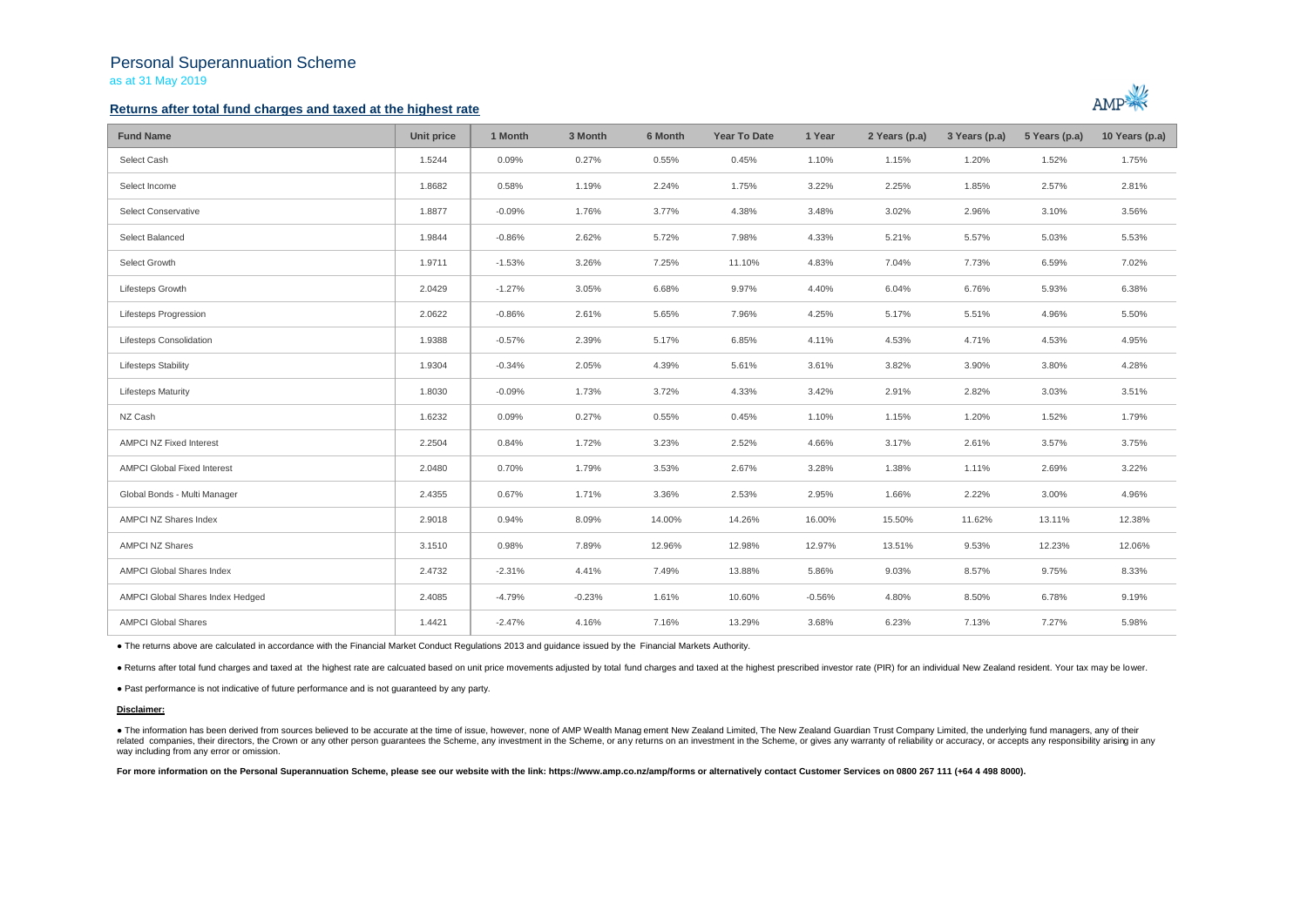# Personal Superannuation Scheme

as at 31 May 2019

## Returns after total fund charges and taxed at the highest rate

| Fund Name | Unit price | 1 Month | 3 Month | 6 Month | Year To Date | 1 Year | 2 Years (p.a) | 3 Years (p.a) | 5 Years (p.a) | 10 Years (p.a) |
|---|---|---|---|---|---|---|---|---|---|---|
| Select Cash | 1.5244 | 0.09% | 0.27% | 0.55% | 0.45% | 1.10% | 1.15% | 1.20% | 1.52% | 1.75% |
| Select Income | 1.8682 | 0.58% | 1.19% | 2.24% | 1.75% | 3.22% | 2.25% | 1.85% | 2.57% | 2.81% |
| Select Conservative | 1.8877 | -0.09% | 1.76% | 3.77% | 4.38% | 3.48% | 3.02% | 2.96% | 3.10% | 3.56% |
| Select Balanced | 1.9844 | -0.86% | 2.62% | 5.72% | 7.98% | 4.33% | 5.21% | 5.57% | 5.03% | 5.53% |
| Select Growth | 1.9711 | -1.53% | 3.26% | 7.25% | 11.10% | 4.83% | 7.04% | 7.73% | 6.59% | 7.02% |
| Lifesteps Growth | 2.0429 | -1.27% | 3.05% | 6.68% | 9.97% | 4.40% | 6.04% | 6.76% | 5.93% | 6.38% |
| Lifesteps Progression | 2.0622 | -0.86% | 2.61% | 5.65% | 7.96% | 4.25% | 5.17% | 5.51% | 4.96% | 5.50% |
| Lifesteps Consolidation | 1.9388 | -0.57% | 2.39% | 5.17% | 6.85% | 4.11% | 4.53% | 4.71% | 4.53% | 4.95% |
| Lifesteps Stability | 1.9304 | -0.34% | 2.05% | 4.39% | 5.61% | 3.61% | 3.82% | 3.90% | 3.80% | 4.28% |
| Lifesteps Maturity | 1.8030 | -0.09% | 1.73% | 3.72% | 4.33% | 3.42% | 2.91% | 2.82% | 3.03% | 3.51% |
| NZ Cash | 1.6232 | 0.09% | 0.27% | 0.55% | 0.45% | 1.10% | 1.15% | 1.20% | 1.52% | 1.79% |
| AMPCI NZ Fixed Interest | 2.2504 | 0.84% | 1.72% | 3.23% | 2.52% | 4.66% | 3.17% | 2.61% | 3.57% | 3.75% |
| AMPCI Global Fixed Interest | 2.0480 | 0.70% | 1.79% | 3.53% | 2.67% | 3.28% | 1.38% | 1.11% | 2.69% | 3.22% |
| Global Bonds - Multi Manager | 2.4355 | 0.67% | 1.71% | 3.36% | 2.53% | 2.95% | 1.66% | 2.22% | 3.00% | 4.96% |
| AMPCI NZ Shares Index | 2.9018 | 0.94% | 8.09% | 14.00% | 14.26% | 16.00% | 15.50% | 11.62% | 13.11% | 12.38% |
| AMPCI NZ Shares | 3.1510 | 0.98% | 7.89% | 12.96% | 12.98% | 12.97% | 13.51% | 9.53% | 12.23% | 12.06% |
| AMPCI Global Shares Index | 2.4732 | -2.31% | 4.41% | 7.49% | 13.88% | 5.86% | 9.03% | 8.57% | 9.75% | 8.33% |
| AMPCI Global Shares Index Hedged | 2.4085 | -4.79% | -0.23% | 1.61% | 10.60% | -0.56% | 4.80% | 8.50% | 6.78% | 9.19% |
| AMPCI Global Shares | 1.4421 | -2.47% | 4.16% | 7.16% | 13.29% | 3.68% | 6.23% | 7.13% | 7.27% | 5.98% |

● The returns above are calculated in accordance with the Financial Market Conduct Regulations 2013 and guidance issued by the Financial Markets Authority.

● Returns after total fund charges and taxed at the highest rate are calcuated based on unit price movements adjusted by total fund charges and taxed at the highest prescribed investor rate (PIR) for an individual New Zealand resident. Your tax may be lower.

● Past performance is not indicative of future performance and is not guaranteed by any party.

**Disclaimer:**

● The information has been derived from sources believed to be accurate at the time of issue, however, none of AMP Wealth Management New Zealand Limited, The New Zealand Guardian Trust Company Limited, the underlying fund managers, any of their related companies, their directors, the Crown or any other person guarantees the Scheme, any investment in the Scheme, or any returns on an investment in the Scheme, or gives any warranty of reliability or accuracy, or accepts any responsibility arising in any way including from any error or omission.

**For more information on the Personal Superannuation Scheme, please see our website with the link: https://www.amp.co.nz/amp/forms or alternatively contact Customer Services on 0800 267 111 (+64 4 498 8000).**